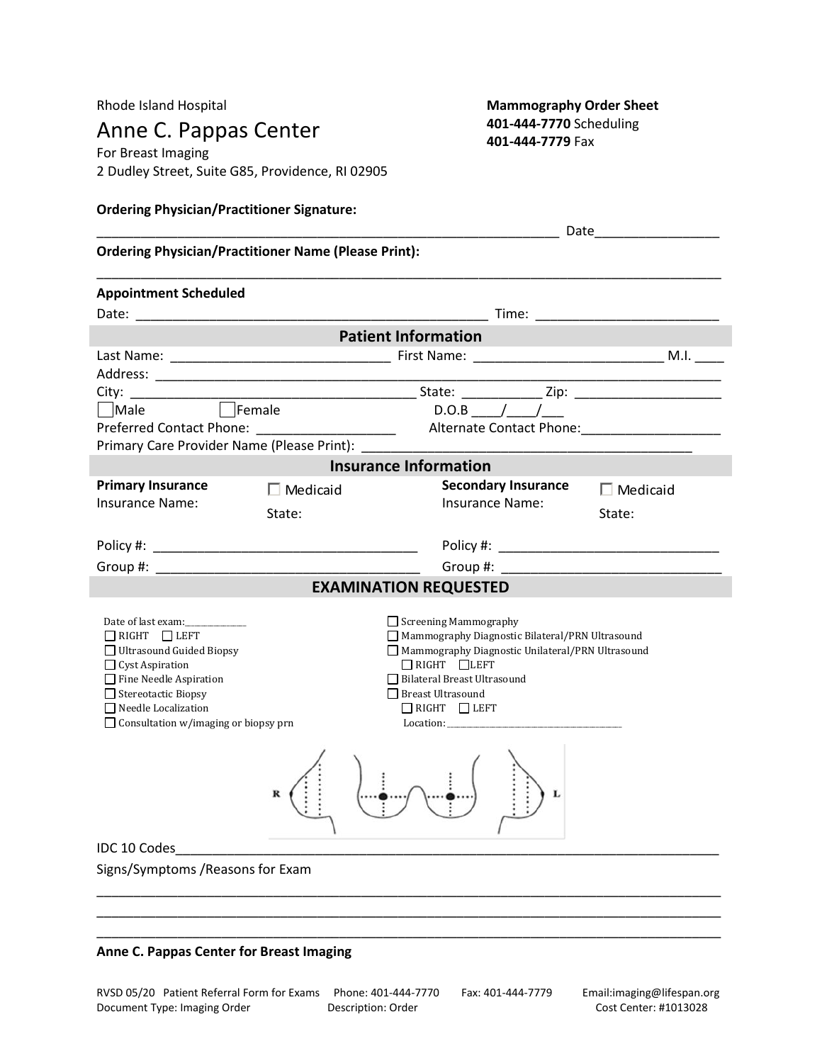Rhode Island Hospital

# Anne C. Pappas Center

For Breast Imaging
2 Dudley Street, Suite G85, Providence, RI 02905

**Mammography Order Sheet**
**401-444-7770** Scheduling
**401-444-7779** Fax

**Ordering Physician/Practitioner Signature:**

_______________________________________________ Date_______________

**Ordering Physician/Practitioner Name (Please Print):**

_______________________________________________

**Appointment Scheduled**

Date: ___________________________________ Time: ____________________

## Patient Information

Last Name: _______________________ First Name: ____________________ M.I. ____

Address: _______________________________________________

City: ______________________________ State: _________ Zip: _______________

☐ Male ☐ Female D.O.B ____/____/___

Preferred Contact Phone: _______________ Alternate Contact Phone:_______________

Primary Care Provider Name (Please Print): ___________________________________

## Insurance Information

**Primary Insurance** ☐ Medicaid
Insurance Name: State:

Policy #: ___________________________

Group #: ___________________________

**Secondary Insurance** ☐ Medicaid
Insurance Name: State:

Policy #: ___________________________

Group #: ___________________________

## EXAMINATION REQUESTED

Date of last exam:____________

☐ RIGHT ☐ LEFT
☐ Ultrasound Guided Biopsy
☐ Cyst Aspiration
☐ Fine Needle Aspiration
☐ Stereotactic Biopsy
☐ Needle Localization
☐ Consultation w/imaging or biopsy prn

☐ Screening Mammography
☐ Mammography Diagnostic Bilateral/PRN Ultrasound
☐ Mammography Diagnostic Unilateral/PRN Ultrasound
  ☐ RIGHT ☐ LEFT
☐ Bilateral Breast Ultrasound
☐ Breast Ultrasound
  ☐ RIGHT ☐ LEFT
  Location:_________________________

R L

IDC 10 Codes_______________________________________________

Signs/Symptoms /Reasons for Exam

_______________________________________________
_______________________________________________
_______________________________________________

**Anne C. Pappas Center for Breast Imaging**

RVSD 05/20 Patient Referral Form for Exams Phone: 401-444-7770 Fax: 401-444-7779 Email:imaging@lifespan.org
Document Type: Imaging Order Description: Order Cost Center: #1013028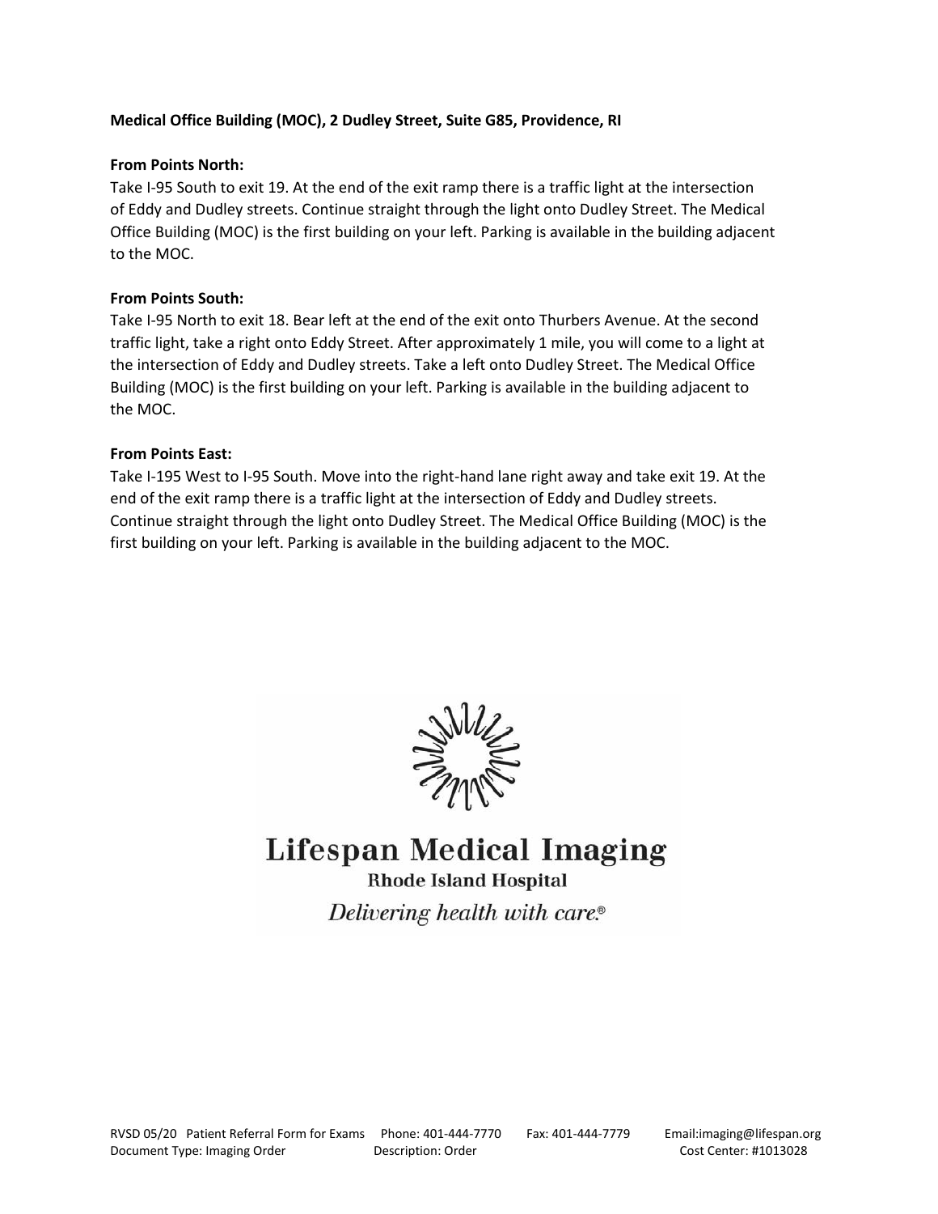**Medical Office Building (MOC), 2 Dudley Street, Suite G85, Providence, RI**

**From Points North:**

Take I-95 South to exit 19. At the end of the exit ramp there is a traffic light at the intersection of Eddy and Dudley streets. Continue straight through the light onto Dudley Street. The Medical Office Building (MOC) is the first building on your left. Parking is available in the building adjacent to the MOC.

**From Points South:**

Take I-95 North to exit 18. Bear left at the end of the exit onto Thurbers Avenue. At the second traffic light, take a right onto Eddy Street. After approximately 1 mile, you will come to a light at the intersection of Eddy and Dudley streets. Take a left onto Dudley Street. The Medical Office Building (MOC) is the first building on your left. Parking is available in the building adjacent to the MOC.

**From Points East:**

Take I-195 West to I-95 South. Move into the right-hand lane right away and take exit 19. At the end of the exit ramp there is a traffic light at the intersection of Eddy and Dudley streets. Continue straight through the light onto Dudley Street. The Medical Office Building (MOC) is the first building on your left. Parking is available in the building adjacent to the MOC.

**Lifespan Medical Imaging**

**Rhode Island Hospital**

*Delivering health with care.®*

RVSD 05/20 Patient Referral Form for Exams Phone: 401-444-7770 Fax: 401-444-7779 Email:imaging@lifespan.org

Document Type: Imaging Order Description: Order Cost Center: #1013028